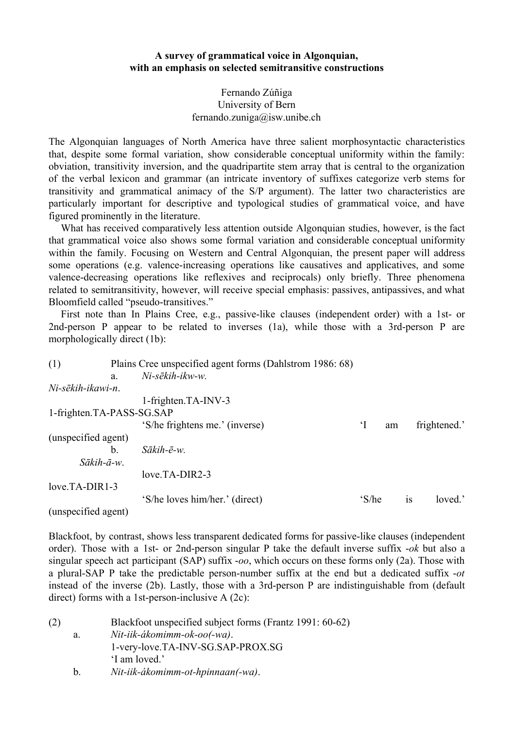**A survey of grammatical voice in Algonquian, with an emphasis on selected semitransitive constructions**

Fernando Zúñiga
University of Bern
fernando.zuniga@isw.unibe.ch

The Algonquian languages of North America have three salient morphosyntactic characteristics that, despite some formal variation, show considerable conceptual uniformity within the family: obviation, transitivity inversion, and the quadripartite stem array that is central to the organization of the verbal lexicon and grammar (an intricate inventory of suffixes categorize verb stems for transitivity and grammatical animacy of the S/P argument). The latter two characteristics are particularly important for descriptive and typological studies of grammatical voice, and have figured prominently in the literature.

What has received comparatively less attention outside Algonquian studies, however, is the fact that grammatical voice also shows some formal variation and considerable conceptual uniformity within the family. Focusing on Western and Central Algonquian, the present paper will address some operations (e.g. valence-increasing operations like causatives and applicatives, and some valence-decreasing operations like reflexives and reciprocals) only briefly. Three phenomena related to semitransitivity, however, will receive special emphasis: passives, antipassives, and what Bloomfield called "pseudo-transitives."

First note than In Plains Cree, e.g., passive-like clauses (independent order) with a 1st- or 2nd-person P appear to be related to inverses (1a), while those with a 3rd-person P are morphologically direct (1b):

(1) Plains Cree unspecified agent forms (Dahlstrom 1986: 68)

a. *Ni-sēkih-ikw-w.* — *Ni-sēkih-ikawi-n.*
1-frighten.TA-INV-3 — 1-frighten.TA-PASS-SG.SAP
'S/he frightens me.' (inverse) — 'I am frightened.' (unspecified agent)

b. *Sākih-ē-w.* — *Sākih-ā-w.*
love.TA-DIR2-3 — love.TA-DIR1-3
'S/he loves him/her.' (direct) — 'S/he is loved.' (unspecified agent)

Blackfoot, by contrast, shows less transparent dedicated forms for passive-like clauses (independent order). Those with a 1st- or 2nd-person singular P take the default inverse suffix *-ok* but also a singular speech act participant (SAP) suffix *-oo*, which occurs on these forms only (2a). Those with a plural-SAP P take the predictable person-number suffix at the end but a dedicated suffix *-ot* instead of the inverse (2b). Lastly, those with a 3rd-person P are indistinguishable from (default direct) forms with a 1st-person-inclusive A (2c):

(2) Blackfoot unspecified subject forms (Frantz 1991: 60-62)

a. *Nit-iik-ákomimm-ok-oo(-wa).*
1-very-love.TA-INV-SG.SAP-PROX.SG
'I am loved.'

b. *Nit-iik-ákomimm-ot-hpinnaan(-wa).*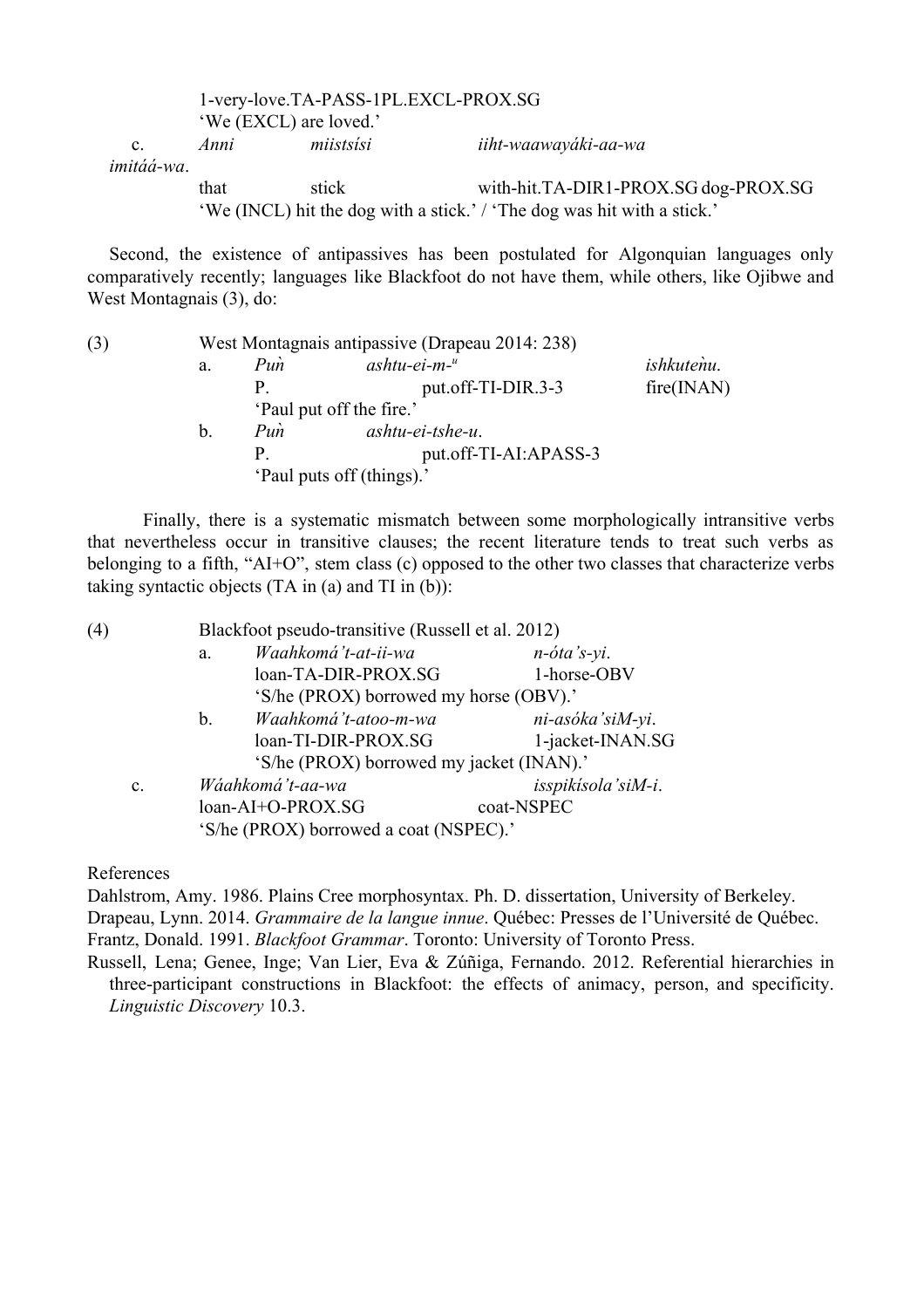1-very-love.TA-PASS-1PL.EXCL-PROX.SG
'We (EXCL) are loved.'

c. *Anni miistsísi iiht-waawayáki-aa-wa imitáá-wa*.
that stick with-hit.TA-DIR1-PROX.SG dog-PROX.SG
'We (INCL) hit the dog with a stick.' / 'The dog was hit with a stick.'

Second, the existence of antipassives has been postulated for Algonquian languages only comparatively recently; languages like Blackfoot do not have them, while others, like Ojibwe and West Montagnais (3), do:

(3) West Montagnais antipassive (Drapeau 2014: 238)

a. *Puǹ ashtu-ei-m-ᵘ ishkuteǹu.*
P. put.off-TI-DIR.3-3 fire(INAN)
'Paul put off the fire.'

b. *Puǹ ashtu-ei-tshe-u.*
P. put.off-TI-AI:APASS-3
'Paul puts off (things).'

Finally, there is a systematic mismatch between some morphologically intransitive verbs that nevertheless occur in transitive clauses; the recent literature tends to treat such verbs as belonging to a fifth, "AI+O", stem class (c) opposed to the other two classes that characterize verbs taking syntactic objects (TA in (a) and TI in (b)):

(4) Blackfoot pseudo-transitive (Russell et al. 2012)

a. *Waahkomá't-at-ii-wa n-óta's-yi.*
loan-TA-DIR-PROX.SG 1-horse-OBV
'S/he (PROX) borrowed my horse (OBV).'

b. *Waahkomá't-atoo-m-wa ni-asóka'siM-yi.*
loan-TI-DIR-PROX.SG 1-jacket-INAN.SG
'S/he (PROX) borrowed my jacket (INAN).'

c. *Wáahkomá't-aa-wa isspikísola'siM-i.*
loan-AI+O-PROX.SG coat-NSPEC
'S/he (PROX) borrowed a coat (NSPEC).'

References

Dahlstrom, Amy. 1986. Plains Cree morphosyntax. Ph. D. dissertation, University of Berkeley.

Drapeau, Lynn. 2014. *Grammaire de la langue innue*. Québec: Presses de l'Université de Québec.

Frantz, Donald. 1991. *Blackfoot Grammar*. Toronto: University of Toronto Press.

Russell, Lena; Genee, Inge; Van Lier, Eva & Zúñiga, Fernando. 2012. Referential hierarchies in three-participant constructions in Blackfoot: the effects of animacy, person, and specificity. *Linguistic Discovery* 10.3.